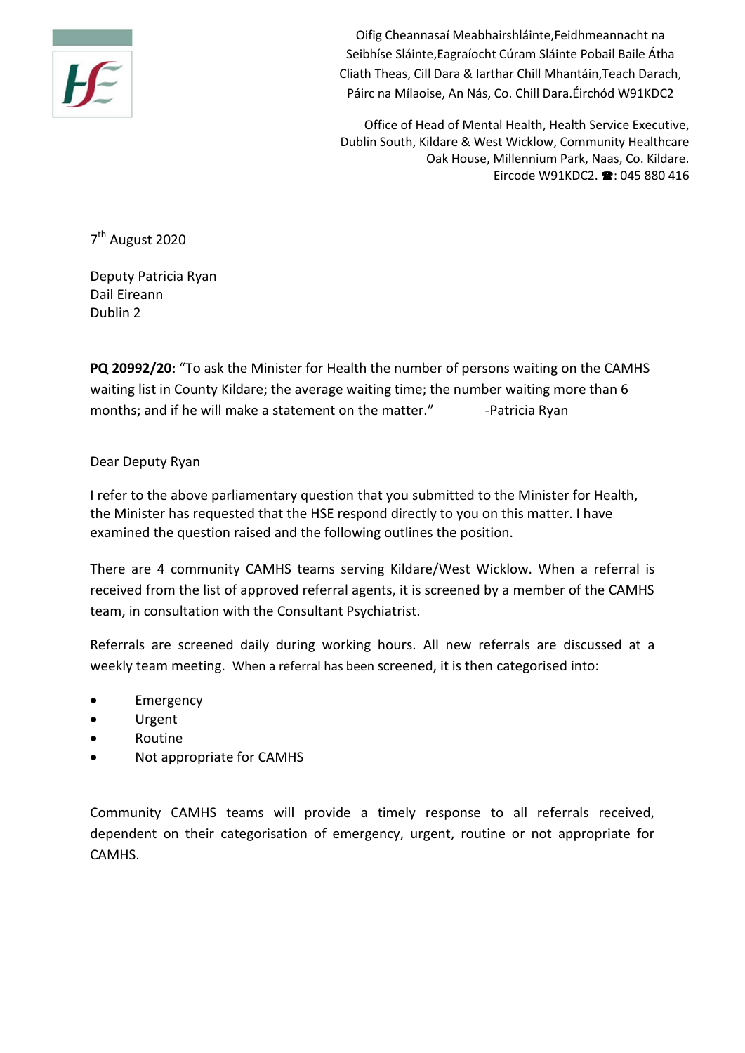Oifig Cheannasaí Meabhairshláinte,Feidhmeannacht na Seibhíse Sláinte,Eagraíocht Cúram Sláinte Pobail Baile Átha Cliath Theas, Cill Dara & Iarthar Chill Mhantáin,Teach Darach, Páirc na Mílaoise, An Nás, Co. Chill Dara.Éirchód W91KDC2

Office of Head of Mental Health, Health Service Executive, Dublin South, Kildare & West Wicklow, Community Healthcare Oak House, Millennium Park, Naas, Co. Kildare. Eircode W91KDC2. ☎: 045 880 416

7th August 2020

Deputy Patricia Ryan
Dail Eireann
Dublin 2

**PQ 20992/20:** "To ask the Minister for Health the number of persons waiting on the CAMHS waiting list in County Kildare; the average waiting time; the number waiting more than 6 months; and if he will make a statement on the matter." -Patricia Ryan

Dear Deputy Ryan

I refer to the above parliamentary question that you submitted to the Minister for Health, the Minister has requested that the HSE respond directly to you on this matter. I have examined the question raised and the following outlines the position.

There are 4 community CAMHS teams serving Kildare/West Wicklow. When a referral is received from the list of approved referral agents, it is screened by a member of the CAMHS team, in consultation with the Consultant Psychiatrist.

Referrals are screened daily during working hours. All new referrals are discussed at a weekly team meeting. When a referral has been screened, it is then categorised into:

- Emergency
- Urgent
- Routine
- Not appropriate for CAMHS

Community CAMHS teams will provide a timely response to all referrals received, dependent on their categorisation of emergency, urgent, routine or not appropriate for CAMHS.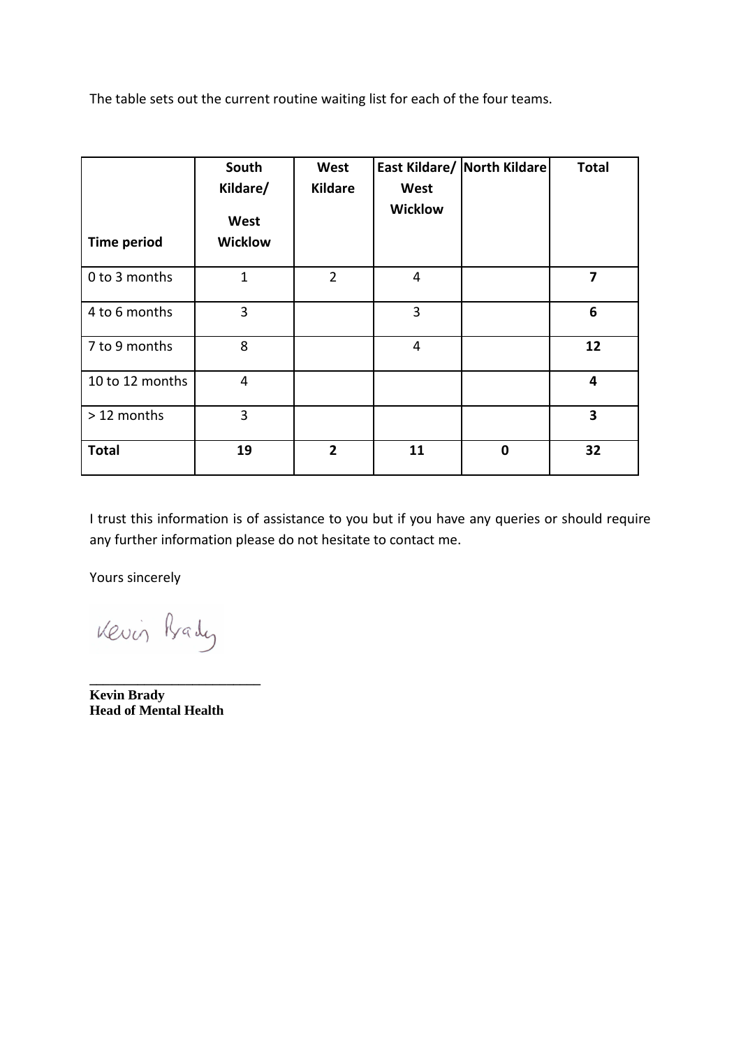The table sets out the current routine waiting list for each of the four teams.

| Time period | South Kildare/ West Wicklow | West Kildare | East Kildare/ West Wicklow | North Kildare | Total |
|---|---|---|---|---|---|
| 0 to 3 months | 1 | 2 | 4 | | **7** |
| 4 to 6 months | 3 | | 3 | | **6** |
| 7 to 9 months | 8 | | 4 | | **12** |
| 10 to 12 months | 4 | | | | **4** |
| > 12 months | 3 | | | | **3** |
| **Total** | **19** | **2** | **11** | **0** | **32** |

I trust this information is of assistance to you but if you have any queries or should require any further information please do not hesitate to contact me.

Yours sincerely

Kevin Brady

**Kevin Brady**
**Head of Mental Health**